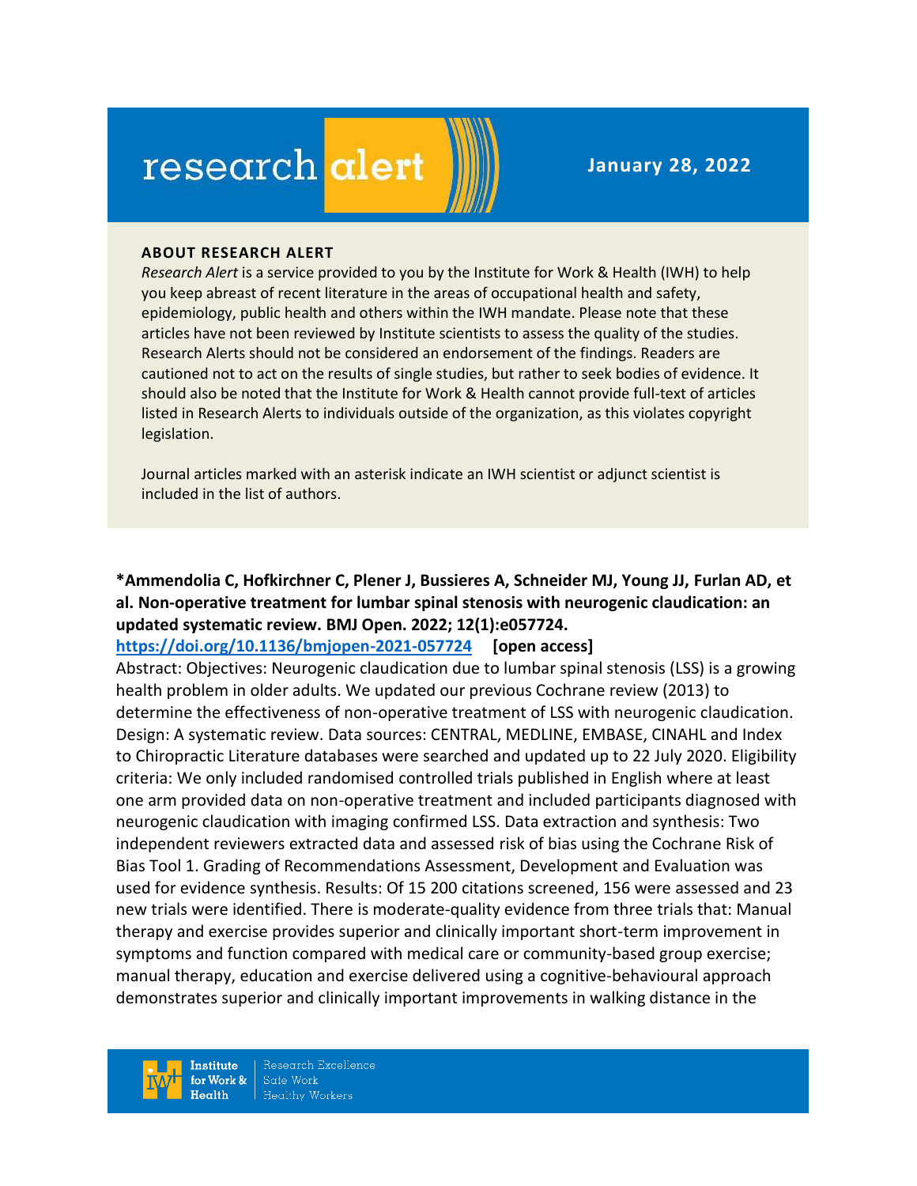# research alert

**January 28, 2022**

**ABOUT RESEARCH ALERT**

*Research Alert* is a service provided to you by the Institute for Work & Health (IWH) to help you keep abreast of recent literature in the areas of occupational health and safety, epidemiology, public health and others within the IWH mandate. Please note that these articles have not been reviewed by Institute scientists to assess the quality of the studies. Research Alerts should not be considered an endorsement of the findings. Readers are cautioned not to act on the results of single studies, but rather to seek bodies of evidence. It should also be noted that the Institute for Work & Health cannot provide full-text of articles listed in Research Alerts to individuals outside of the organization, as this violates copyright legislation.

Journal articles marked with an asterisk indicate an IWH scientist or adjunct scientist is included in the list of authors.

**\*Ammendolia C, Hofkirchner C, Plener J, Bussieres A, Schneider MJ, Young JJ, Furlan AD, et al. Non-operative treatment for lumbar spinal stenosis with neurogenic claudication: an updated systematic review. BMJ Open. 2022; 12(1):e057724.**
[https://doi.org/10.1136/bmjopen-2021-057724](https://doi.org/10.1136/bmjopen-2021-057724) **[open access]**

Abstract: Objectives: Neurogenic claudication due to lumbar spinal stenosis (LSS) is a growing health problem in older adults. We updated our previous Cochrane review (2013) to determine the effectiveness of non-operative treatment of LSS with neurogenic claudication. Design: A systematic review. Data sources: CENTRAL, MEDLINE, EMBASE, CINAHL and Index to Chiropractic Literature databases were searched and updated up to 22 July 2020. Eligibility criteria: We only included randomised controlled trials published in English where at least one arm provided data on non-operative treatment and included participants diagnosed with neurogenic claudication with imaging confirmed LSS. Data extraction and synthesis: Two independent reviewers extracted data and assessed risk of bias using the Cochrane Risk of Bias Tool 1. Grading of Recommendations Assessment, Development and Evaluation was used for evidence synthesis. Results: Of 15 200 citations screened, 156 were assessed and 23 new trials were identified. There is moderate-quality evidence from three trials that: Manual therapy and exercise provides superior and clinically important short-term improvement in symptoms and function compared with medical care or community-based group exercise; manual therapy, education and exercise delivered using a cognitive-behavioural approach demonstrates superior and clinically important improvements in walking distance in the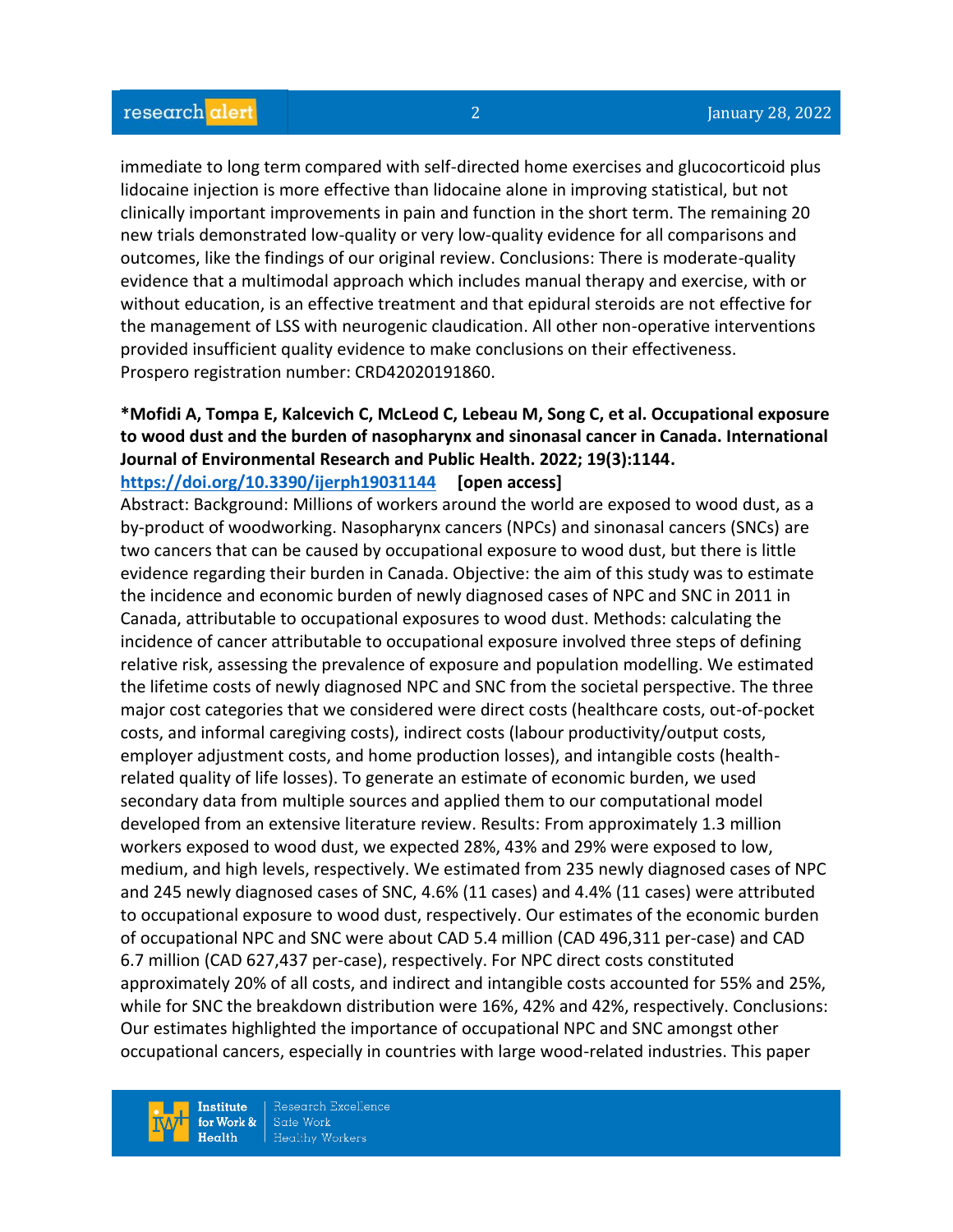immediate to long term compared with self-directed home exercises and glucocorticoid plus lidocaine injection is more effective than lidocaine alone in improving statistical, but not clinically important improvements in pain and function in the short term. The remaining 20 new trials demonstrated low-quality or very low-quality evidence for all comparisons and outcomes, like the findings of our original review. Conclusions: There is moderate-quality evidence that a multimodal approach which includes manual therapy and exercise, with or without education, is an effective treatment and that epidural steroids are not effective for the management of LSS with neurogenic claudication. All other non-operative interventions provided insufficient quality evidence to make conclusions on their effectiveness. Prospero registration number: CRD42020191860.

**\*Mofidi A, Tompa E, Kalcevich C, McLeod C, Lebeau M, Song C, et al. Occupational exposure to wood dust and the burden of nasopharynx and sinonasal cancer in Canada. International Journal of Environmental Research and Public Health. 2022; 19(3):1144. https://doi.org/10.3390/ijerph19031144 [open access]**

Abstract: Background: Millions of workers around the world are exposed to wood dust, as a by-product of woodworking. Nasopharynx cancers (NPCs) and sinonasal cancers (SNCs) are two cancers that can be caused by occupational exposure to wood dust, but there is little evidence regarding their burden in Canada. Objective: the aim of this study was to estimate the incidence and economic burden of newly diagnosed cases of NPC and SNC in 2011 in Canada, attributable to occupational exposures to wood dust. Methods: calculating the incidence of cancer attributable to occupational exposure involved three steps of defining relative risk, assessing the prevalence of exposure and population modelling. We estimated the lifetime costs of newly diagnosed NPC and SNC from the societal perspective. The three major cost categories that we considered were direct costs (healthcare costs, out-of-pocket costs, and informal caregiving costs), indirect costs (labour productivity/output costs, employer adjustment costs, and home production losses), and intangible costs (health-related quality of life losses). To generate an estimate of economic burden, we used secondary data from multiple sources and applied them to our computational model developed from an extensive literature review. Results: From approximately 1.3 million workers exposed to wood dust, we expected 28%, 43% and 29% were exposed to low, medium, and high levels, respectively. We estimated from 235 newly diagnosed cases of NPC and 245 newly diagnosed cases of SNC, 4.6% (11 cases) and 4.4% (11 cases) were attributed to occupational exposure to wood dust, respectively. Our estimates of the economic burden of occupational NPC and SNC were about CAD 5.4 million (CAD 496,311 per-case) and CAD 6.7 million (CAD 627,437 per-case), respectively. For NPC direct costs constituted approximately 20% of all costs, and indirect and intangible costs accounted for 55% and 25%, while for SNC the breakdown distribution were 16%, 42% and 42%, respectively. Conclusions: Our estimates highlighted the importance of occupational NPC and SNC amongst other occupational cancers, especially in countries with large wood-related industries. This paper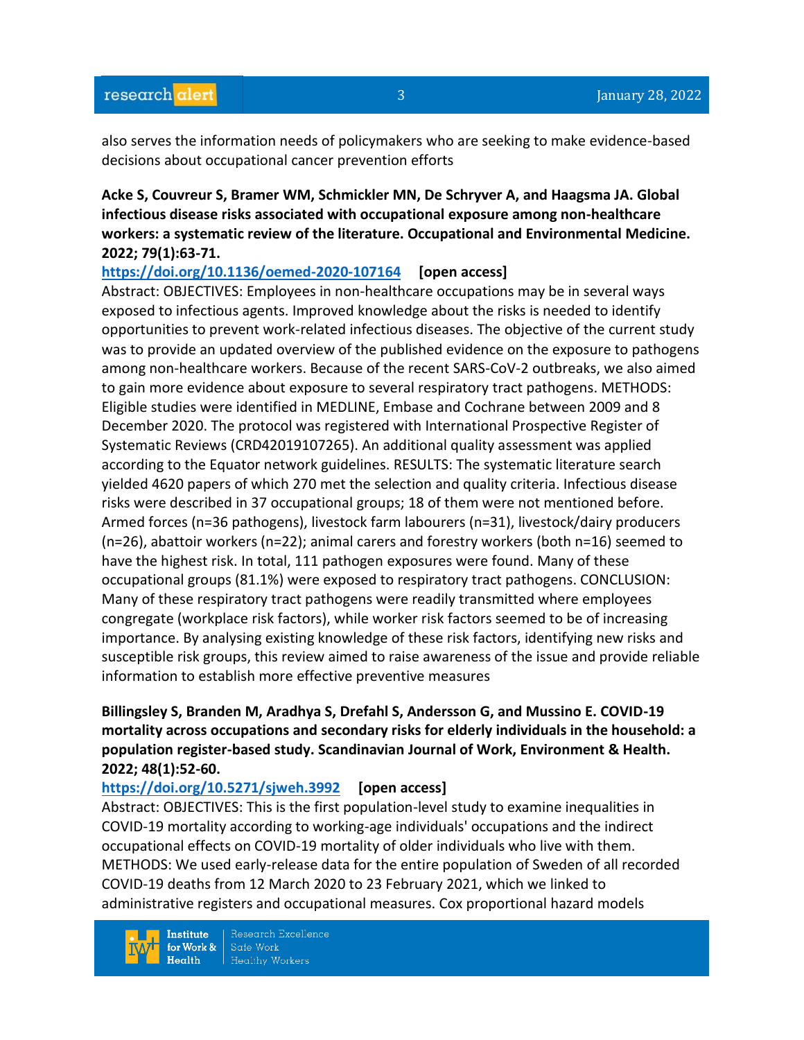also serves the information needs of policymakers who are seeking to make evidence-based decisions about occupational cancer prevention efforts

**Acke S, Couvreur S, Bramer WM, Schmickler MN, De Schryver A, and Haagsma JA. Global infectious disease risks associated with occupational exposure among non-healthcare workers: a systematic review of the literature. Occupational and Environmental Medicine. 2022; 79(1):63-71.**

**https://doi.org/10.1136/oemed-2020-107164** **[open access]**

Abstract: OBJECTIVES: Employees in non-healthcare occupations may be in several ways exposed to infectious agents. Improved knowledge about the risks is needed to identify opportunities to prevent work-related infectious diseases. The objective of the current study was to provide an updated overview of the published evidence on the exposure to pathogens among non-healthcare workers. Because of the recent SARS-CoV-2 outbreaks, we also aimed to gain more evidence about exposure to several respiratory tract pathogens. METHODS: Eligible studies were identified in MEDLINE, Embase and Cochrane between 2009 and 8 December 2020. The protocol was registered with International Prospective Register of Systematic Reviews (CRD42019107265). An additional quality assessment was applied according to the Equator network guidelines. RESULTS: The systematic literature search yielded 4620 papers of which 270 met the selection and quality criteria. Infectious disease risks were described in 37 occupational groups; 18 of them were not mentioned before. Armed forces (n=36 pathogens), livestock farm labourers (n=31), livestock/dairy producers (n=26), abattoir workers (n=22); animal carers and forestry workers (both n=16) seemed to have the highest risk. In total, 111 pathogen exposures were found. Many of these occupational groups (81.1%) were exposed to respiratory tract pathogens. CONCLUSION: Many of these respiratory tract pathogens were readily transmitted where employees congregate (workplace risk factors), while worker risk factors seemed to be of increasing importance. By analysing existing knowledge of these risk factors, identifying new risks and susceptible risk groups, this review aimed to raise awareness of the issue and provide reliable information to establish more effective preventive measures

**Billingsley S, Branden M, Aradhya S, Drefahl S, Andersson G, and Mussino E. COVID-19 mortality across occupations and secondary risks for elderly individuals in the household: a population register-based study. Scandinavian Journal of Work, Environment & Health. 2022; 48(1):52-60.**

**https://doi.org/10.5271/sjweh.3992** **[open access]**

Abstract: OBJECTIVES: This is the first population-level study to examine inequalities in COVID-19 mortality according to working-age individuals' occupations and the indirect occupational effects on COVID-19 mortality of older individuals who live with them. METHODS: We used early-release data for the entire population of Sweden of all recorded COVID-19 deaths from 12 March 2020 to 23 February 2021, which we linked to administrative registers and occupational measures. Cox proportional hazard models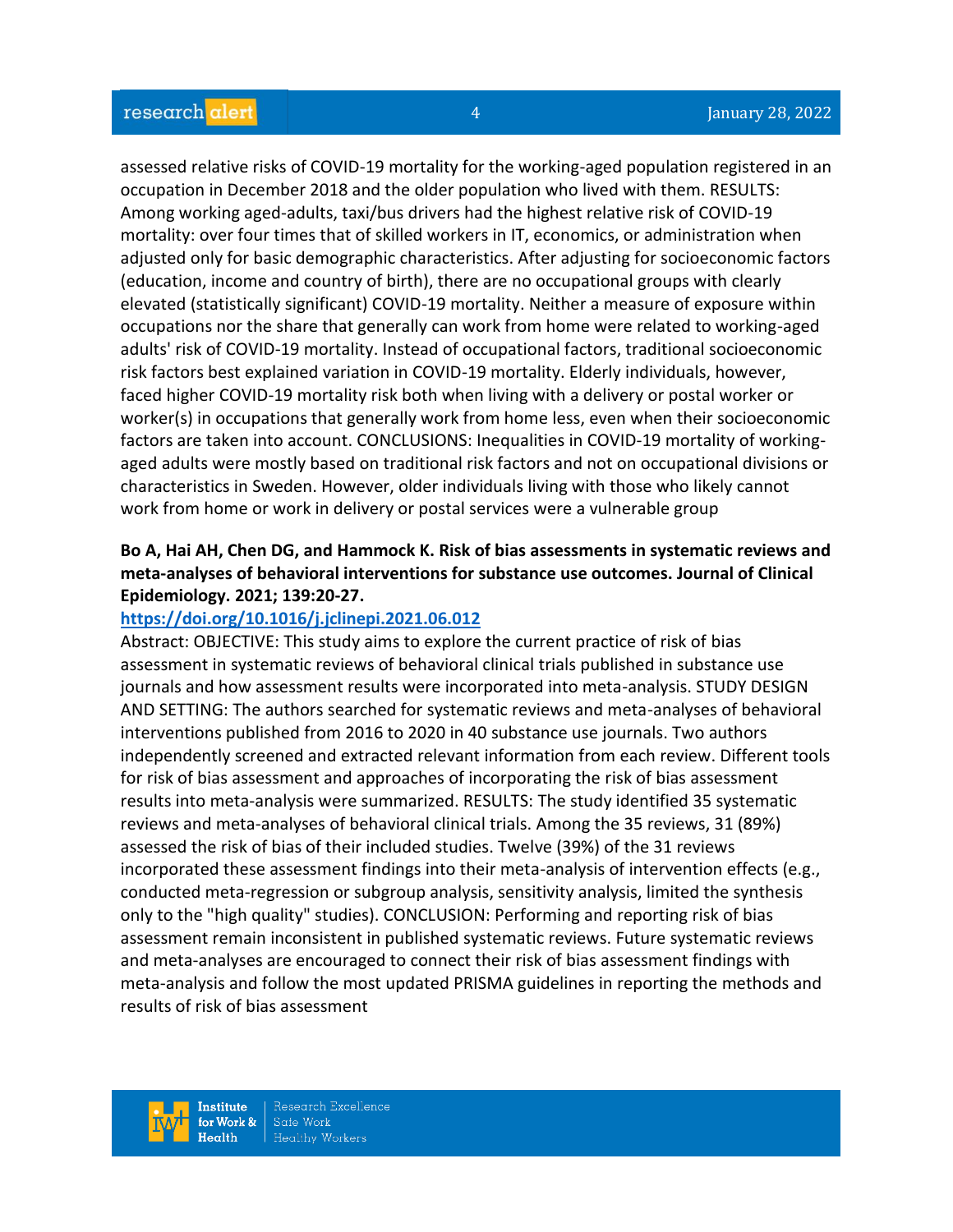assessed relative risks of COVID-19 mortality for the working-aged population registered in an occupation in December 2018 and the older population who lived with them. RESULTS: Among working aged-adults, taxi/bus drivers had the highest relative risk of COVID-19 mortality: over four times that of skilled workers in IT, economics, or administration when adjusted only for basic demographic characteristics. After adjusting for socioeconomic factors (education, income and country of birth), there are no occupational groups with clearly elevated (statistically significant) COVID-19 mortality. Neither a measure of exposure within occupations nor the share that generally can work from home were related to working-aged adults' risk of COVID-19 mortality. Instead of occupational factors, traditional socioeconomic risk factors best explained variation in COVID-19 mortality. Elderly individuals, however, faced higher COVID-19 mortality risk both when living with a delivery or postal worker or worker(s) in occupations that generally work from home less, even when their socioeconomic factors are taken into account. CONCLUSIONS: Inequalities in COVID-19 mortality of working-aged adults were mostly based on traditional risk factors and not on occupational divisions or characteristics in Sweden. However, older individuals living with those who likely cannot work from home or work in delivery or postal services were a vulnerable group

**Bo A, Hai AH, Chen DG, and Hammock K. Risk of bias assessments in systematic reviews and meta-analyses of behavioral interventions for substance use outcomes. Journal of Clinical Epidemiology. 2021; 139:20-27.**

**https://doi.org/10.1016/j.jclinepi.2021.06.012**

Abstract: OBJECTIVE: This study aims to explore the current practice of risk of bias assessment in systematic reviews of behavioral clinical trials published in substance use journals and how assessment results were incorporated into meta-analysis. STUDY DESIGN AND SETTING: The authors searched for systematic reviews and meta-analyses of behavioral interventions published from 2016 to 2020 in 40 substance use journals. Two authors independently screened and extracted relevant information from each review. Different tools for risk of bias assessment and approaches of incorporating the risk of bias assessment results into meta-analysis were summarized. RESULTS: The study identified 35 systematic reviews and meta-analyses of behavioral clinical trials. Among the 35 reviews, 31 (89%) assessed the risk of bias of their included studies. Twelve (39%) of the 31 reviews incorporated these assessment findings into their meta-analysis of intervention effects (e.g., conducted meta-regression or subgroup analysis, sensitivity analysis, limited the synthesis only to the "high quality" studies). CONCLUSION: Performing and reporting risk of bias assessment remain inconsistent in published systematic reviews. Future systematic reviews and meta-analyses are encouraged to connect their risk of bias assessment findings with meta-analysis and follow the most updated PRISMA guidelines in reporting the methods and results of risk of bias assessment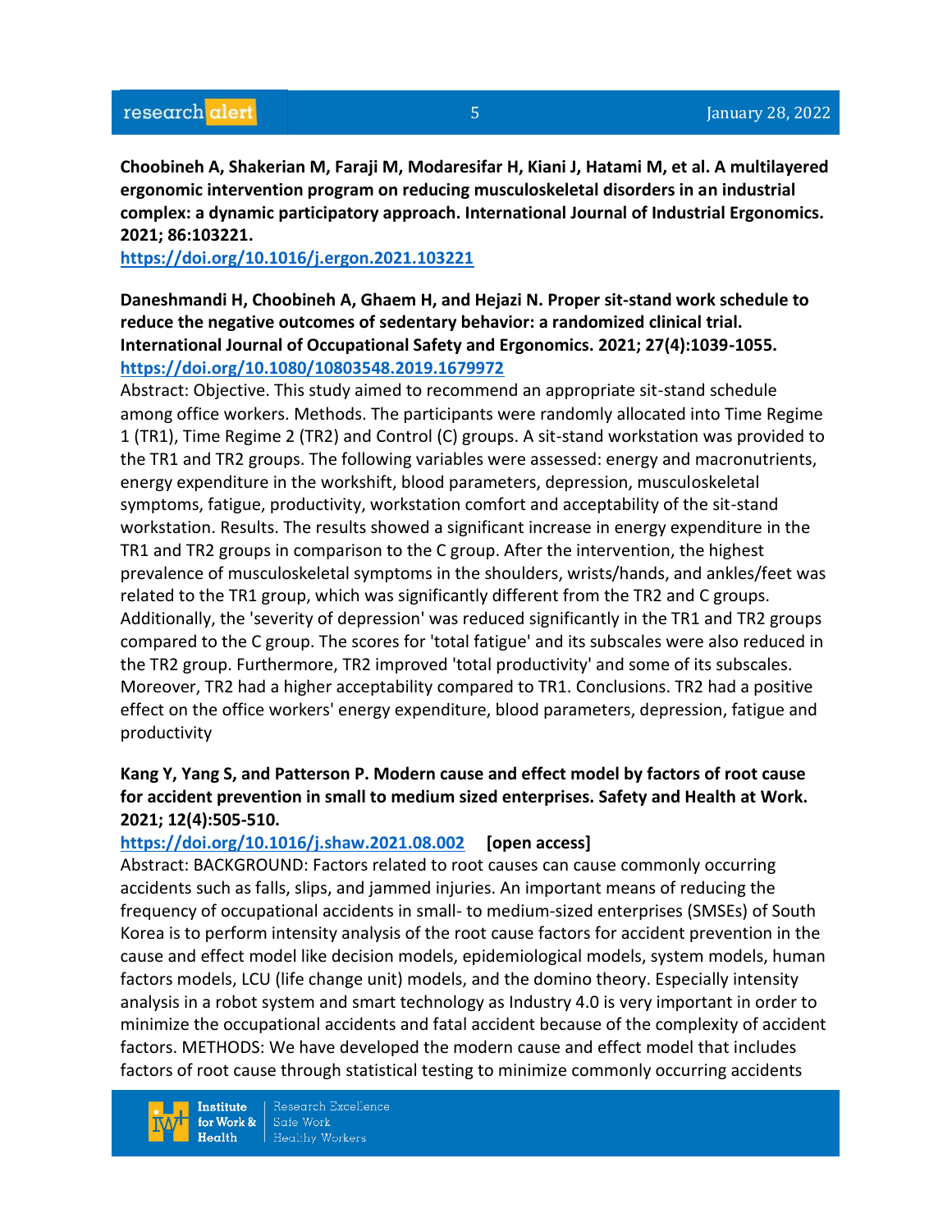**Choobineh A, Shakerian M, Faraji M, Modaresifar H, Kiani J, Hatami M, et al. A multilayered ergonomic intervention program on reducing musculoskeletal disorders in an industrial complex: a dynamic participatory approach. International Journal of Industrial Ergonomics. 2021; 86:103221.**
https://doi.org/10.1016/j.ergon.2021.103221

**Daneshmandi H, Choobineh A, Ghaem H, and Hejazi N. Proper sit-stand work schedule to reduce the negative outcomes of sedentary behavior: a randomized clinical trial. International Journal of Occupational Safety and Ergonomics. 2021; 27(4):1039-1055.**
https://doi.org/10.1080/10803548.2019.1679972

Abstract: Objective. This study aimed to recommend an appropriate sit-stand schedule among office workers. Methods. The participants were randomly allocated into Time Regime 1 (TR1), Time Regime 2 (TR2) and Control (C) groups. A sit-stand workstation was provided to the TR1 and TR2 groups. The following variables were assessed: energy and macronutrients, energy expenditure in the workshift, blood parameters, depression, musculoskeletal symptoms, fatigue, productivity, workstation comfort and acceptability of the sit-stand workstation. Results. The results showed a significant increase in energy expenditure in the TR1 and TR2 groups in comparison to the C group. After the intervention, the highest prevalence of musculoskeletal symptoms in the shoulders, wrists/hands, and ankles/feet was related to the TR1 group, which was significantly different from the TR2 and C groups. Additionally, the 'severity of depression' was reduced significantly in the TR1 and TR2 groups compared to the C group. The scores for 'total fatigue' and its subscales were also reduced in the TR2 group. Furthermore, TR2 improved 'total productivity' and some of its subscales. Moreover, TR2 had a higher acceptability compared to TR1. Conclusions. TR2 had a positive effect on the office workers' energy expenditure, blood parameters, depression, fatigue and productivity

**Kang Y, Yang S, and Patterson P. Modern cause and effect model by factors of root cause for accident prevention in small to medium sized enterprises. Safety and Health at Work. 2021; 12(4):505-510.**
https://doi.org/10.1016/j.shaw.2021.08.002 **[open access]**

Abstract: BACKGROUND: Factors related to root causes can cause commonly occurring accidents such as falls, slips, and jammed injuries. An important means of reducing the frequency of occupational accidents in small- to medium-sized enterprises (SMSEs) of South Korea is to perform intensity analysis of the root cause factors for accident prevention in the cause and effect model like decision models, epidemiological models, system models, human factors models, LCU (life change unit) models, and the domino theory. Especially intensity analysis in a robot system and smart technology as Industry 4.0 is very important in order to minimize the occupational accidents and fatal accident because of the complexity of accident factors. METHODS: We have developed the modern cause and effect model that includes factors of root cause through statistical testing to minimize commonly occurring accidents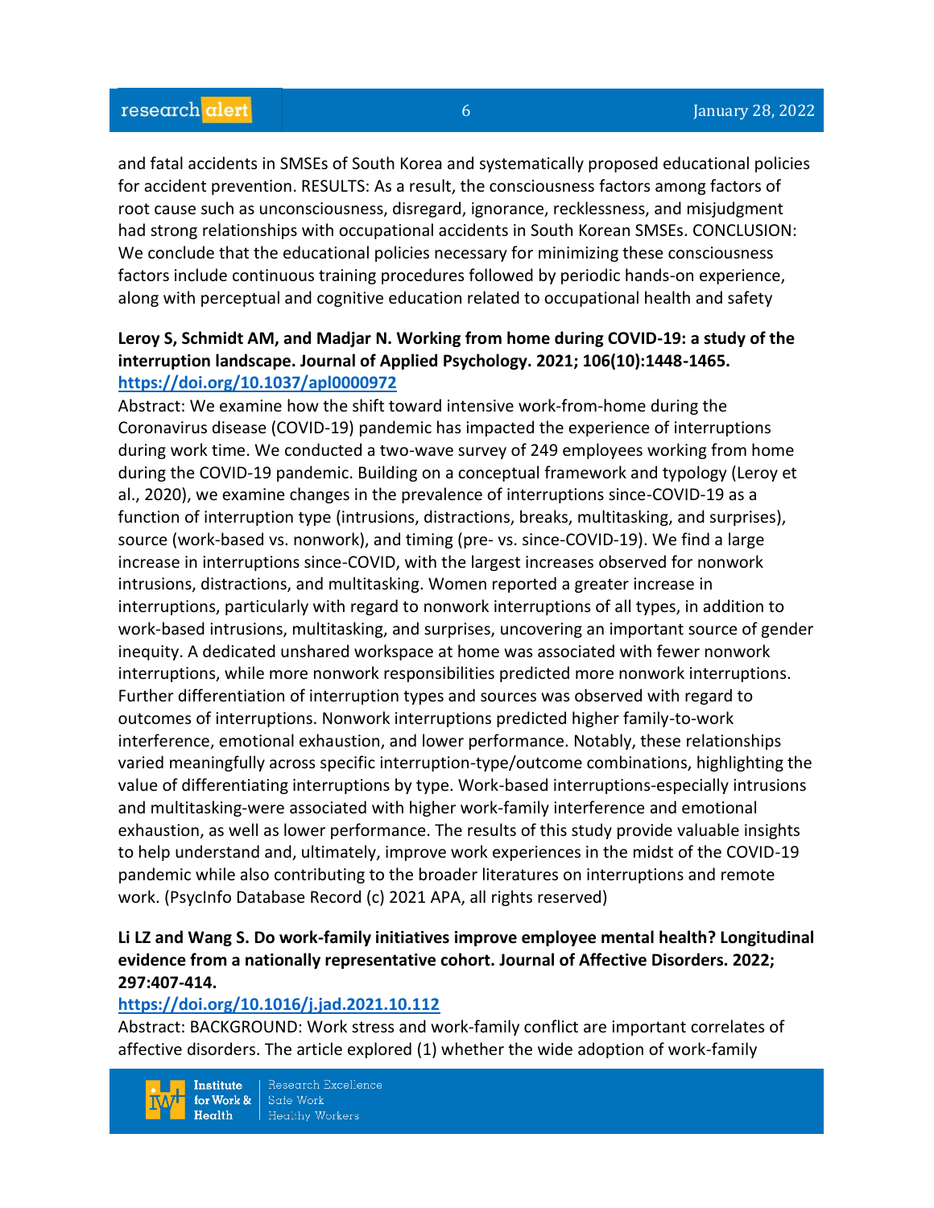and fatal accidents in SMSEs of South Korea and systematically proposed educational policies for accident prevention. RESULTS: As a result, the consciousness factors among factors of root cause such as unconsciousness, disregard, ignorance, recklessness, and misjudgment had strong relationships with occupational accidents in South Korean SMSEs. CONCLUSION: We conclude that the educational policies necessary for minimizing these consciousness factors include continuous training procedures followed by periodic hands-on experience, along with perceptual and cognitive education related to occupational health and safety

**Leroy S, Schmidt AM, and Madjar N. Working from home during COVID-19: a study of the interruption landscape. Journal of Applied Psychology. 2021; 106(10):1448-1465.**
**https://doi.org/10.1037/apl0000972**

Abstract: We examine how the shift toward intensive work-from-home during the Coronavirus disease (COVID-19) pandemic has impacted the experience of interruptions during work time. We conducted a two-wave survey of 249 employees working from home during the COVID-19 pandemic. Building on a conceptual framework and typology (Leroy et al., 2020), we examine changes in the prevalence of interruptions since-COVID-19 as a function of interruption type (intrusions, distractions, breaks, multitasking, and surprises), source (work-based vs. nonwork), and timing (pre- vs. since-COVID-19). We find a large increase in interruptions since-COVID, with the largest increases observed for nonwork intrusions, distractions, and multitasking. Women reported a greater increase in interruptions, particularly with regard to nonwork interruptions of all types, in addition to work-based intrusions, multitasking, and surprises, uncovering an important source of gender inequity. A dedicated unshared workspace at home was associated with fewer nonwork interruptions, while more nonwork responsibilities predicted more nonwork interruptions. Further differentiation of interruption types and sources was observed with regard to outcomes of interruptions. Nonwork interruptions predicted higher family-to-work interference, emotional exhaustion, and lower performance. Notably, these relationships varied meaningfully across specific interruption-type/outcome combinations, highlighting the value of differentiating interruptions by type. Work-based interruptions-especially intrusions and multitasking-were associated with higher work-family interference and emotional exhaustion, as well as lower performance. The results of this study provide valuable insights to help understand and, ultimately, improve work experiences in the midst of the COVID-19 pandemic while also contributing to the broader literatures on interruptions and remote work. (PsycInfo Database Record (c) 2021 APA, all rights reserved)

**Li LZ and Wang S. Do work-family initiatives improve employee mental health? Longitudinal evidence from a nationally representative cohort. Journal of Affective Disorders. 2022; 297:407-414.**
**https://doi.org/10.1016/j.jad.2021.10.112**

Abstract: BACKGROUND: Work stress and work-family conflict are important correlates of affective disorders. The article explored (1) whether the wide adoption of work-family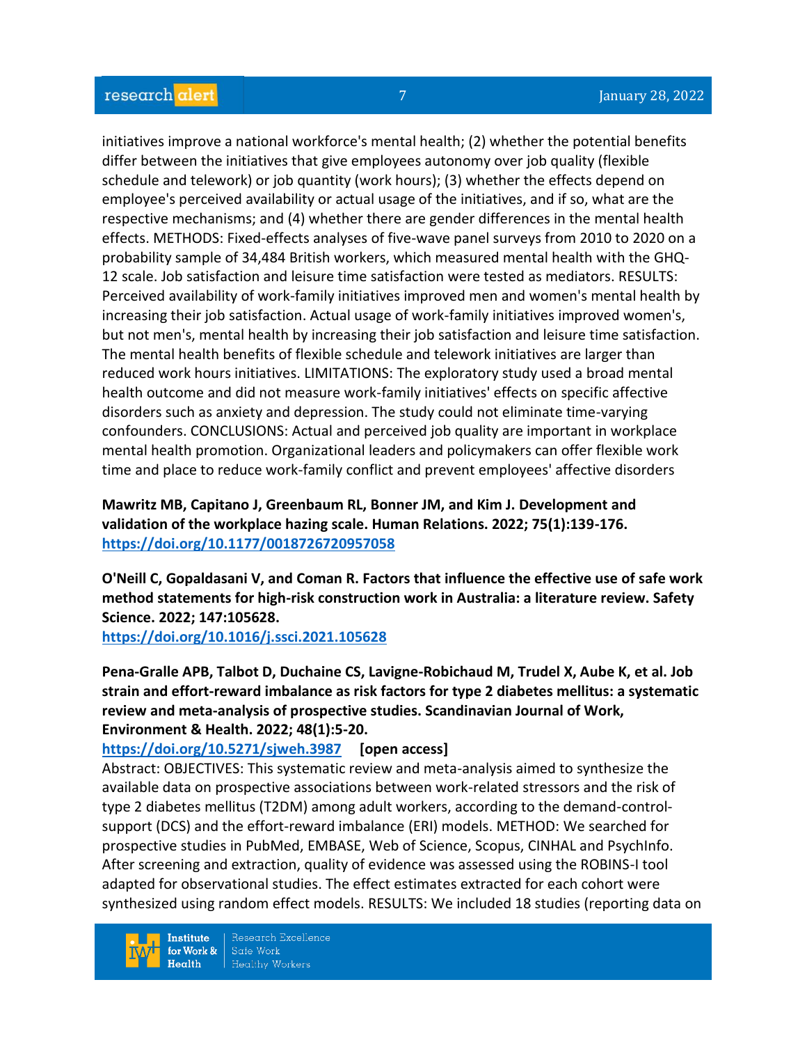initiatives improve a national workforce's mental health; (2) whether the potential benefits differ between the initiatives that give employees autonomy over job quality (flexible schedule and telework) or job quantity (work hours); (3) whether the effects depend on employee's perceived availability or actual usage of the initiatives, and if so, what are the respective mechanisms; and (4) whether there are gender differences in the mental health effects. METHODS: Fixed-effects analyses of five-wave panel surveys from 2010 to 2020 on a probability sample of 34,484 British workers, which measured mental health with the GHQ-12 scale. Job satisfaction and leisure time satisfaction were tested as mediators. RESULTS: Perceived availability of work-family initiatives improved men and women's mental health by increasing their job satisfaction. Actual usage of work-family initiatives improved women's, but not men's, mental health by increasing their job satisfaction and leisure time satisfaction. The mental health benefits of flexible schedule and telework initiatives are larger than reduced work hours initiatives. LIMITATIONS: The exploratory study used a broad mental health outcome and did not measure work-family initiatives' effects on specific affective disorders such as anxiety and depression. The study could not eliminate time-varying confounders. CONCLUSIONS: Actual and perceived job quality are important in workplace mental health promotion. Organizational leaders and policymakers can offer flexible work time and place to reduce work-family conflict and prevent employees' affective disorders

**Mawritz MB, Capitano J, Greenbaum RL, Bonner JM, and Kim J. Development and validation of the workplace hazing scale. Human Relations. 2022; 75(1):139-176.**
https://doi.org/10.1177/0018726720957058

**O'Neill C, Gopaldasani V, and Coman R. Factors that influence the effective use of safe work method statements for high-risk construction work in Australia: a literature review. Safety Science. 2022; 147:105628.**
https://doi.org/10.1016/j.ssci.2021.105628

**Pena-Gralle APB, Talbot D, Duchaine CS, Lavigne-Robichaud M, Trudel X, Aube K, et al. Job strain and effort-reward imbalance as risk factors for type 2 diabetes mellitus: a systematic review and meta-analysis of prospective studies. Scandinavian Journal of Work, Environment & Health. 2022; 48(1):5-20.**
https://doi.org/10.5271/sjweh.3987 **[open access]**
Abstract: OBJECTIVES: This systematic review and meta-analysis aimed to synthesize the available data on prospective associations between work-related stressors and the risk of type 2 diabetes mellitus (T2DM) among adult workers, according to the demand-control-support (DCS) and the effort-reward imbalance (ERI) models. METHOD: We searched for prospective studies in PubMed, EMBASE, Web of Science, Scopus, CINHAL and PsychInfo. After screening and extraction, quality of evidence was assessed using the ROBINS-I tool adapted for observational studies. The effect estimates extracted for each cohort were synthesized using random effect models. RESULTS: We included 18 studies (reporting data on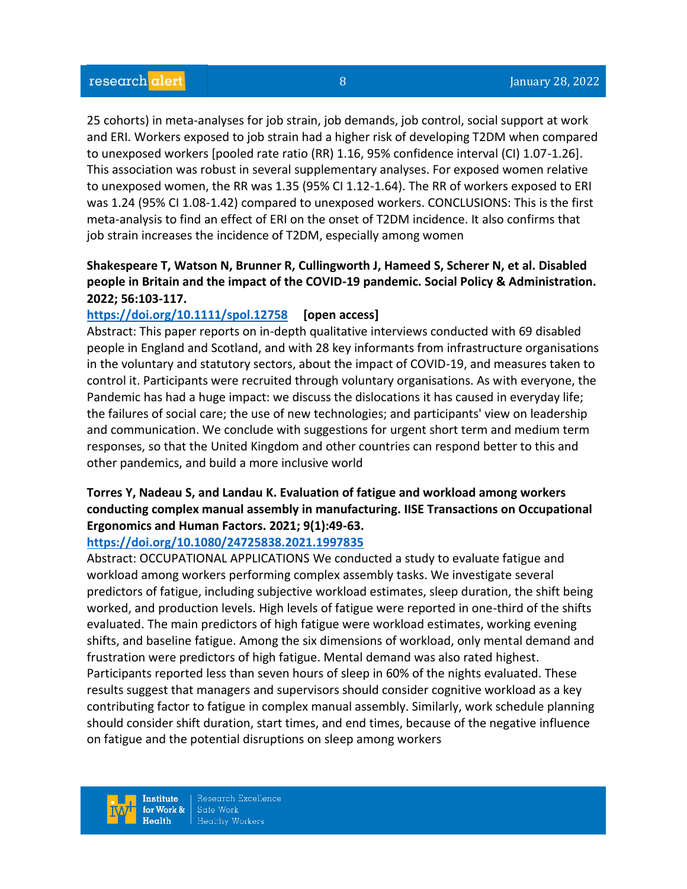25 cohorts) in meta-analyses for job strain, job demands, job control, social support at work and ERI. Workers exposed to job strain had a higher risk of developing T2DM when compared to unexposed workers [pooled rate ratio (RR) 1.16, 95% confidence interval (CI) 1.07-1.26]. This association was robust in several supplementary analyses. For exposed women relative to unexposed women, the RR was 1.35 (95% CI 1.12-1.64). The RR of workers exposed to ERI was 1.24 (95% CI 1.08-1.42) compared to unexposed workers. CONCLUSIONS: This is the first meta-analysis to find an effect of ERI on the onset of T2DM incidence. It also confirms that job strain increases the incidence of T2DM, especially among women

**Shakespeare T, Watson N, Brunner R, Cullingworth J, Hameed S, Scherer N, et al. Disabled people in Britain and the impact of the COVID-19 pandemic. Social Policy & Administration. 2022; 56:103-117.**

https://doi.org/10.1111/spol.12758 **[open access]**

Abstract: This paper reports on in-depth qualitative interviews conducted with 69 disabled people in England and Scotland, and with 28 key informants from infrastructure organisations in the voluntary and statutory sectors, about the impact of COVID-19, and measures taken to control it. Participants were recruited through voluntary organisations. As with everyone, the Pandemic has had a huge impact: we discuss the dislocations it has caused in everyday life; the failures of social care; the use of new technologies; and participants' view on leadership and communication. We conclude with suggestions for urgent short term and medium term responses, so that the United Kingdom and other countries can respond better to this and other pandemics, and build a more inclusive world

**Torres Y, Nadeau S, and Landau K. Evaluation of fatigue and workload among workers conducting complex manual assembly in manufacturing. IISE Transactions on Occupational Ergonomics and Human Factors. 2021; 9(1):49-63.**

https://doi.org/10.1080/24725838.2021.1997835

Abstract: OCCUPATIONAL APPLICATIONS We conducted a study to evaluate fatigue and workload among workers performing complex assembly tasks. We investigate several predictors of fatigue, including subjective workload estimates, sleep duration, the shift being worked, and production levels. High levels of fatigue were reported in one-third of the shifts evaluated. The main predictors of high fatigue were workload estimates, working evening shifts, and baseline fatigue. Among the six dimensions of workload, only mental demand and frustration were predictors of high fatigue. Mental demand was also rated highest. Participants reported less than seven hours of sleep in 60% of the nights evaluated. These results suggest that managers and supervisors should consider cognitive workload as a key contributing factor to fatigue in complex manual assembly. Similarly, work schedule planning should consider shift duration, start times, and end times, because of the negative influence on fatigue and the potential disruptions on sleep among workers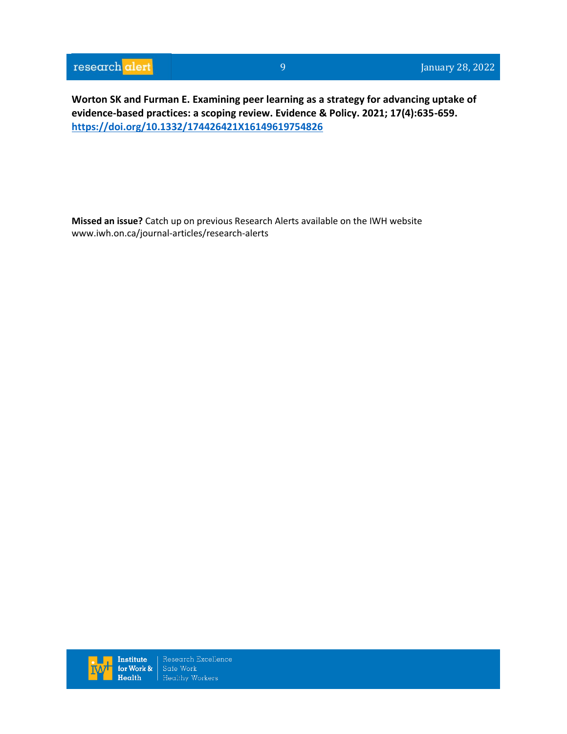**Worton SK and Furman E. Examining peer learning as a strategy for advancing uptake of evidence-based practices: a scoping review. Evidence & Policy. 2021; 17(4):635-659. https://doi.org/10.1332/174426421X16149619754826**

**Missed an issue?** Catch up on previous Research Alerts available on the IWH website www.iwh.on.ca/journal-articles/research-alerts